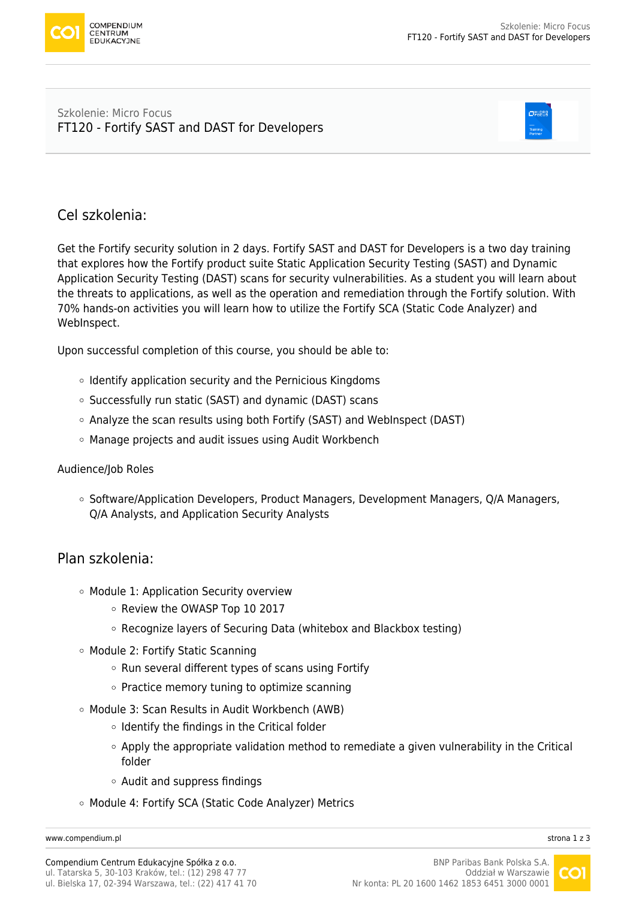Szkolenie: Micro Focus

# FT120 - Fortify SAST and DAST for Developers

## Cel szkolenia:

Get the Fortify security solution in 2 days. Fortify SAST and DAST for Developers is a two day training that explores how the Fortify product suite Static Application Security Testing (SAST) and Dynamic Application Security Testing (DAST) scans for security vulnerabilities. As a student you will learn about the threats to applications, as well as the operation and remediation through the Fortify solution. With 70% hands-on activities you will learn how to utilize the Fortify SCA (Static Code Analyzer) and WebInspect.

Upon successful completion of this course, you should be able to:

- Identify application security and the Pernicious Kingdoms
- Successfully run static (SAST) and dynamic (DAST) scans
- Analyze the scan results using both Fortify (SAST) and WebInspect (DAST)
- Manage projects and audit issues using Audit Workbench

Audience/Job Roles

- Software/Application Developers, Product Managers, Development Managers, Q/A Managers, Q/A Analysts, and Application Security Analysts

## Plan szkolenia:

- Module 1: Application Security overview
  - Review the OWASP Top 10 2017
  - Recognize layers of Securing Data (whitebox and Blackbox testing)
- Module 2: Fortify Static Scanning
  - Run several different types of scans using Fortify
  - Practice memory tuning to optimize scanning
- Module 3: Scan Results in Audit Workbench (AWB)
  - Identify the findings in the Critical folder
  - Apply the appropriate validation method to remediate a given vulnerability in the Critical folder
  - Audit and suppress findings
- Module 4: Fortify SCA (Static Code Analyzer) Metrics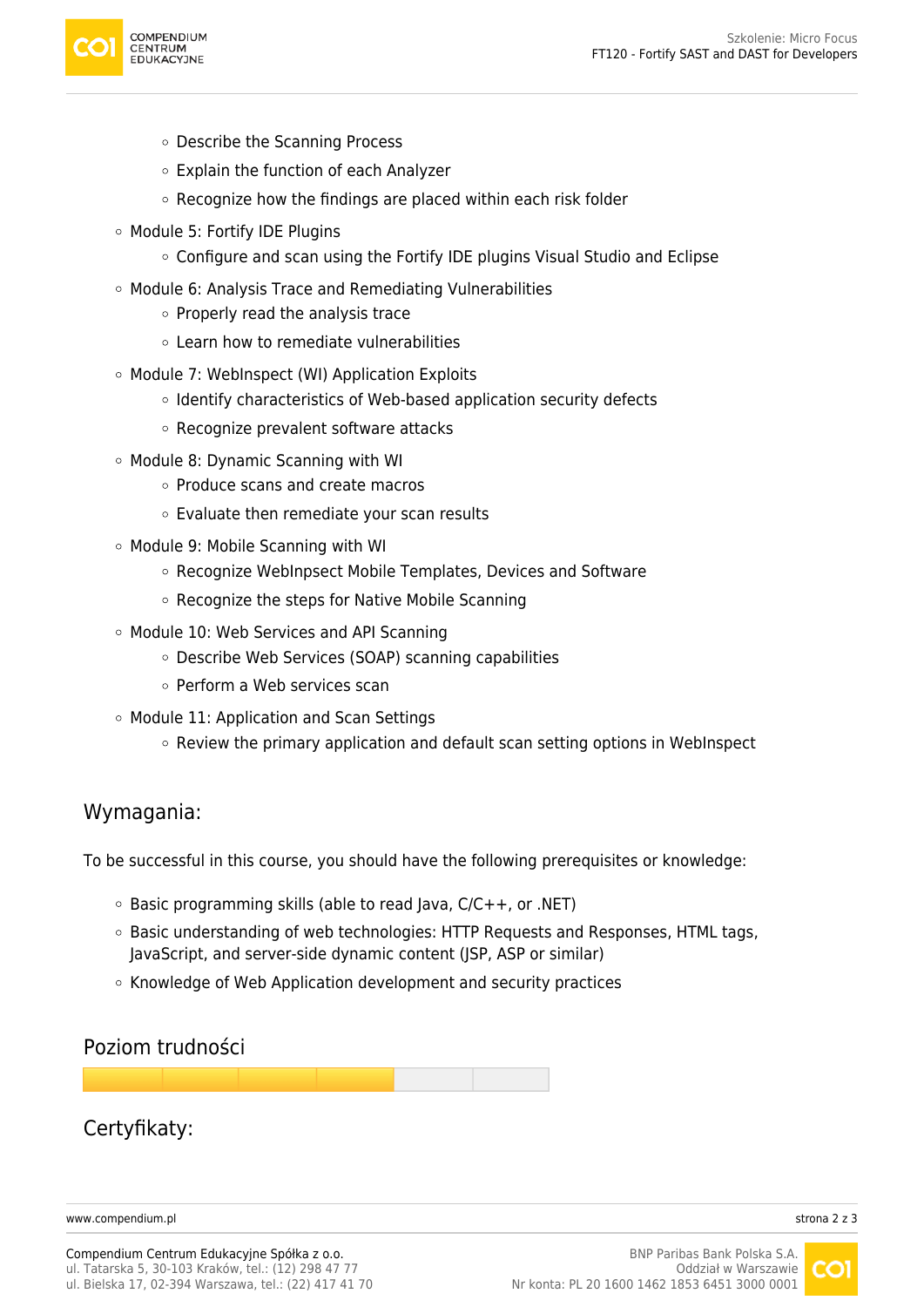- Describe the Scanning Process
  - Explain the function of each Analyzer
  - Recognize how the findings are placed within each risk folder
- Module 5: Fortify IDE Plugins
  - Configure and scan using the Fortify IDE plugins Visual Studio and Eclipse
- Module 6: Analysis Trace and Remediating Vulnerabilities
  - Properly read the analysis trace
  - Learn how to remediate vulnerabilities
- Module 7: WebInspect (WI) Application Exploits
  - Identify characteristics of Web-based application security defects
  - Recognize prevalent software attacks
- Module 8: Dynamic Scanning with WI
  - Produce scans and create macros
  - Evaluate then remediate your scan results
- Module 9: Mobile Scanning with WI
  - Recognize WebInpsect Mobile Templates, Devices and Software
  - Recognize the steps for Native Mobile Scanning
- Module 10: Web Services and API Scanning
  - Describe Web Services (SOAP) scanning capabilities
  - Perform a Web services scan
- Module 11: Application and Scan Settings
  - Review the primary application and default scan setting options in WebInspect

## Wymagania:

To be successful in this course, you should have the following prerequisites or knowledge:

- Basic programming skills (able to read Java, C/C++, or .NET)
- Basic understanding of web technologies: HTTP Requests and Responses, HTML tags, JavaScript, and server-side dynamic content (JSP, ASP or similar)
- Knowledge of Web Application development and security practices

## Poziom trudności

## Certyfikaty: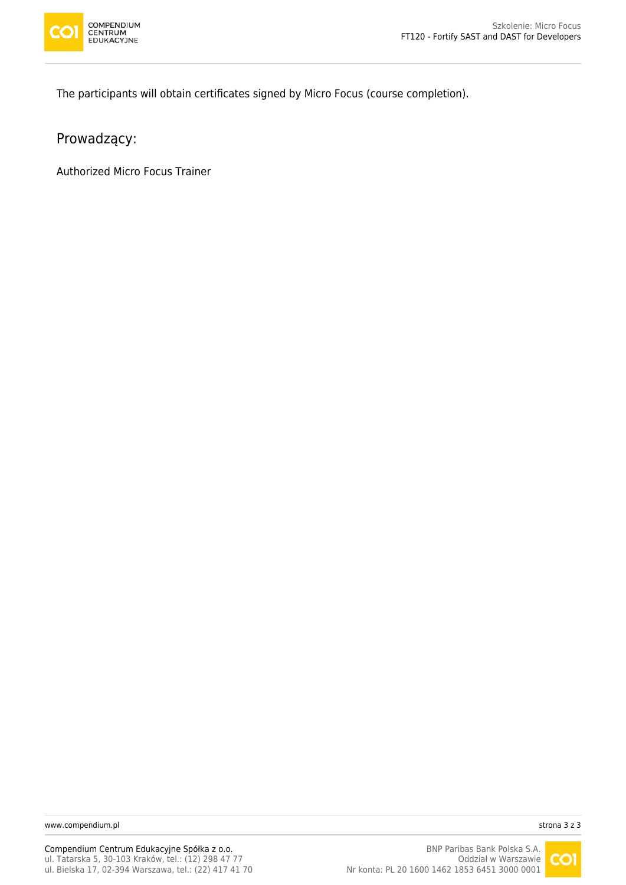The participants will obtain certificates signed by Micro Focus (course completion).

## Prowadzący:

Authorized Micro Focus Trainer